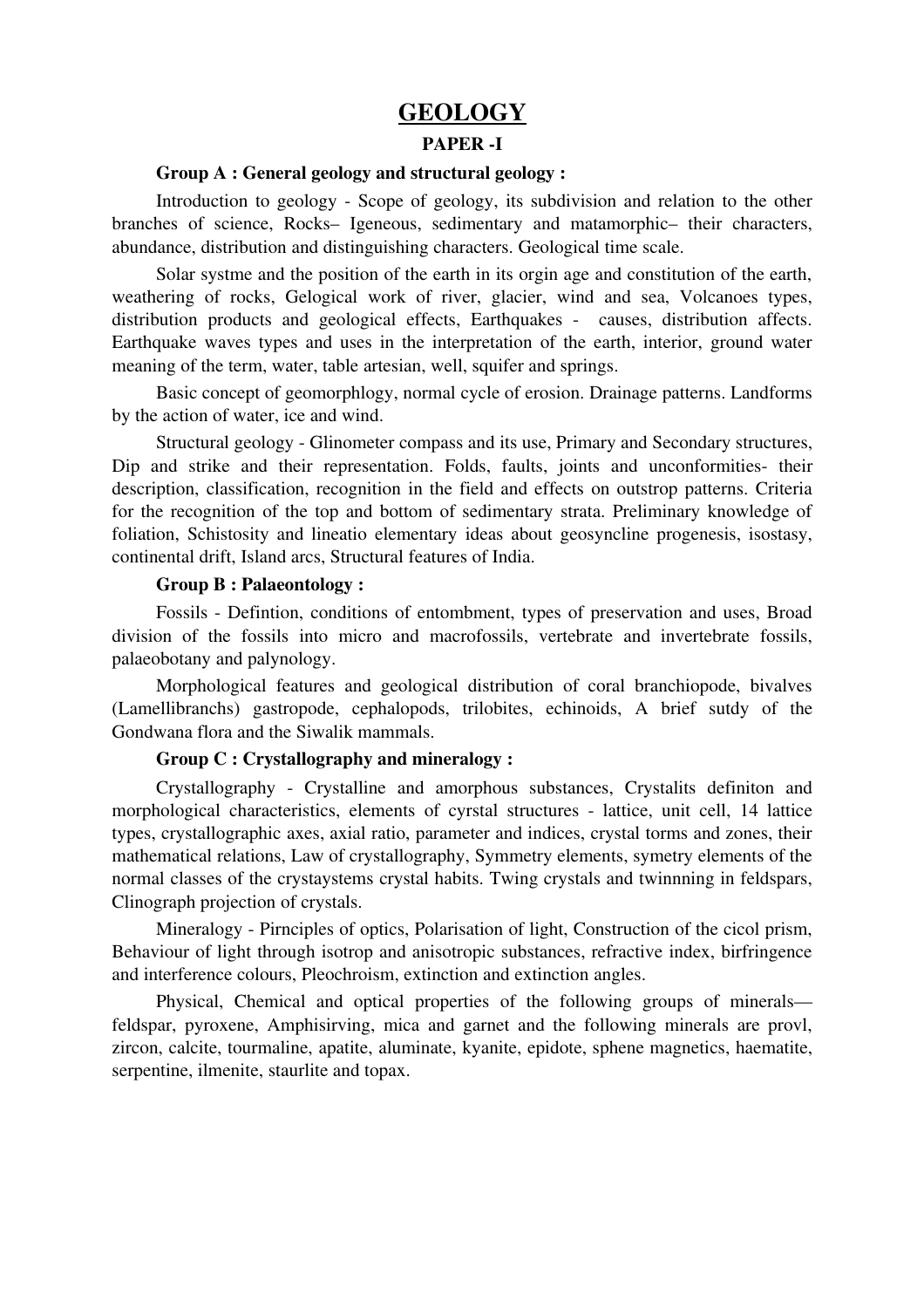# GEOLOGY

## PAPER -I

### Group A : General geology and structural geology :

Introduction to geology - Scope of geology, its subdivision and relation to the other branches of science, Rocks– Igeneous, sedimentary and matamorphic– their characters, abundance, distribution and distinguishing characters. Geological time scale.

Solar systme and the position of the earth in its orgin age and constitution of the earth, weathering of rocks, Gelogical work of river, glacier, wind and sea, Volcanoes types, distribution products and geological effects, Earthquakes - causes, distribution affects. Earthquake waves types and uses in the interpretation of the earth, interior, ground water meaning of the term, water, table artesian, well, squifer and springs.

Basic concept of geomorphlogy, normal cycle of erosion. Drainage patterns. Landforms by the action of water, ice and wind.

Structural geology - Glinometer compass and its use, Primary and Secondary structures, Dip and strike and their representation. Folds, faults, joints and unconformities- their description, classification, recognition in the field and effects on outstrop patterns. Criteria for the recognition of the top and bottom of sedimentary strata. Preliminary knowledge of foliation, Schistosity and lineatio elementary ideas about geosyncline progenesis, isostasy, continental drift, Island arcs, Structural features of India.

### Group B : Palaeontology :

Fossils - Defintion, conditions of entombment, types of preservation and uses, Broad division of the fossils into micro and macrofossils, vertebrate and invertebrate fossils, palaeobotany and palynology.

Morphological features and geological distribution of coral branchiopode, bivalves (Lamellibranchs) gastropode, cephalopods, trilobites, echinoids, A brief sutdy of the Gondwana flora and the Siwalik mammals.

### Group C : Crystallography and mineralogy :

Crystallography - Crystalline and amorphous substances, Crystalits definiton and morphological characteristics, elements of cyrstal structures - lattice, unit cell, 14 lattice types, crystallographic axes, axial ratio, parameter and indices, crystal torms and zones, their mathematical relations, Law of crystallography, Symmetry elements, symetry elements of the normal classes of the crystaystems crystal habits. Twing crystals and twinnning in feldspars, Clinograph projection of crystals.

Mineralogy - Pirnciples of optics, Polarisation of light, Construction of the cicol prism, Behaviour of light through isotrop and anisotropic substances, refractive index, birfringence and interference colours, Pleochroism, extinction and extinction angles.

Physical, Chemical and optical properties of the following groups of minerals— feldspar, pyroxene, Amphisirving, mica and garnet and the following minerals are provl, zircon, calcite, tourmaline, apatite, aluminate, kyanite, epidote, sphene magnetics, haematite, serpentine, ilmenite, staurlite and topax.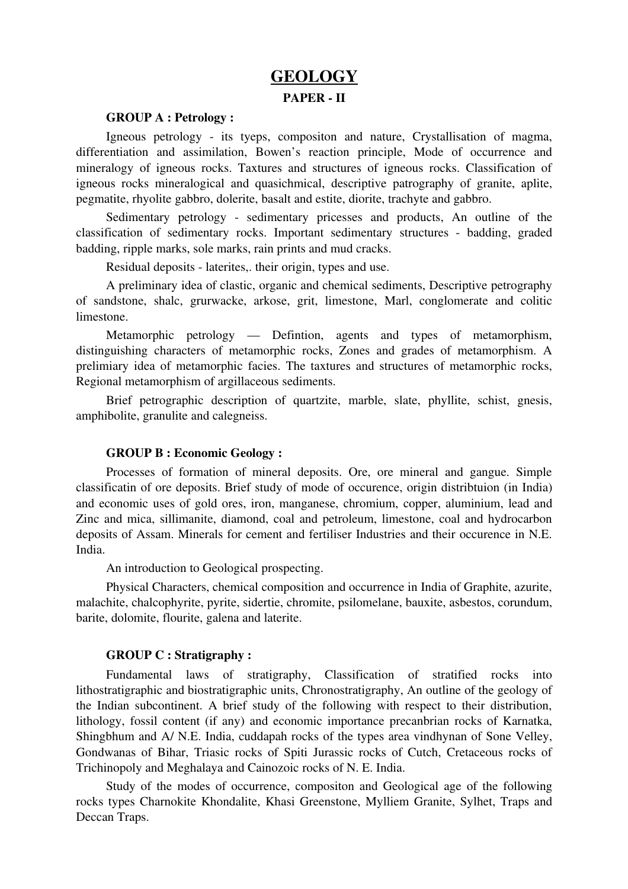# GEOLOGY

## PAPER - II

### GROUP A : Petrology :

Igneous petrology - its tyeps, compositon and nature, Crystallisation of magma, differentiation and assimilation, Bowen's reaction principle, Mode of occurrence and mineralogy of igneous rocks. Taxtures and structures of igneous rocks. Classification of igneous rocks mineralogical and quasichmical, descriptive patrography of granite, aplite, pegmatite, rhyolite gabbro, dolerite, basalt and estite, diorite, trachyte and gabbro.

Sedimentary petrology - sedimentary pricesses and products, An outline of the classification of sedimentary rocks. Important sedimentary structures - badding, graded badding, ripple marks, sole marks, rain prints and mud cracks.

Residual deposits - laterites,. their origin, types and use.

A preliminary idea of clastic, organic and chemical sediments, Descriptive petrography of sandstone, shalc, grurwacke, arkose, grit, limestone, Marl, conglomerate and colitic limestone.

Metamorphic petrology — Defintion, agents and types of metamorphism, distinguishing characters of metamorphic rocks, Zones and grades of metamorphism. A prelimiary idea of metamorphic facies. The taxtures and structures of metamorphic rocks, Regional metamorphism of argillaceous sediments.

Brief petrographic description of quartzite, marble, slate, phyllite, schist, gnesis, amphibolite, granulite and calegneiss.

### GROUP B : Economic Geology :

Processes of formation of mineral deposits. Ore, ore mineral and gangue. Simple classificatin of ore deposits. Brief study of mode of occurence, origin distribtuion (in India) and economic uses of gold ores, iron, manganese, chromium, copper, aluminium, lead and Zinc and mica, sillimanite, diamond, coal and petroleum, limestone, coal and hydrocarbon deposits of Assam. Minerals for cement and fertiliser Industries and their occurence in N.E. India.

An introduction to Geological prospecting.

Physical Characters, chemical composition and occurrence in India of Graphite, azurite, malachite, chalcophyrite, pyrite, sidertie, chromite, psilomelane, bauxite, asbestos, corundum, barite, dolomite, flourite, galena and laterite.

### GROUP C : Stratigraphy :

Fundamental laws of stratigraphy, Classification of stratified rocks into lithostratigraphic and biostratigraphic units, Chronostratigraphy, An outline of the geology of the Indian subcontinent. A brief study of the following with respect to their distribution, lithology, fossil content (if any) and economic importance precanbrian rocks of Karnatka, Shingbhum and A/ N.E. India, cuddapah rocks of the types area vindhynan of Sone Velley, Gondwanas of Bihar, Triasic rocks of Spiti Jurassic rocks of Cutch, Cretaceous rocks of Trichinopoly and Meghalaya and Cainozoic rocks of N. E. India.

Study of the modes of occurrence, compositon and Geological age of the following rocks types Charnokite Khondalite, Khasi Greenstone, Mylliem Granite, Sylhet, Traps and Deccan Traps.